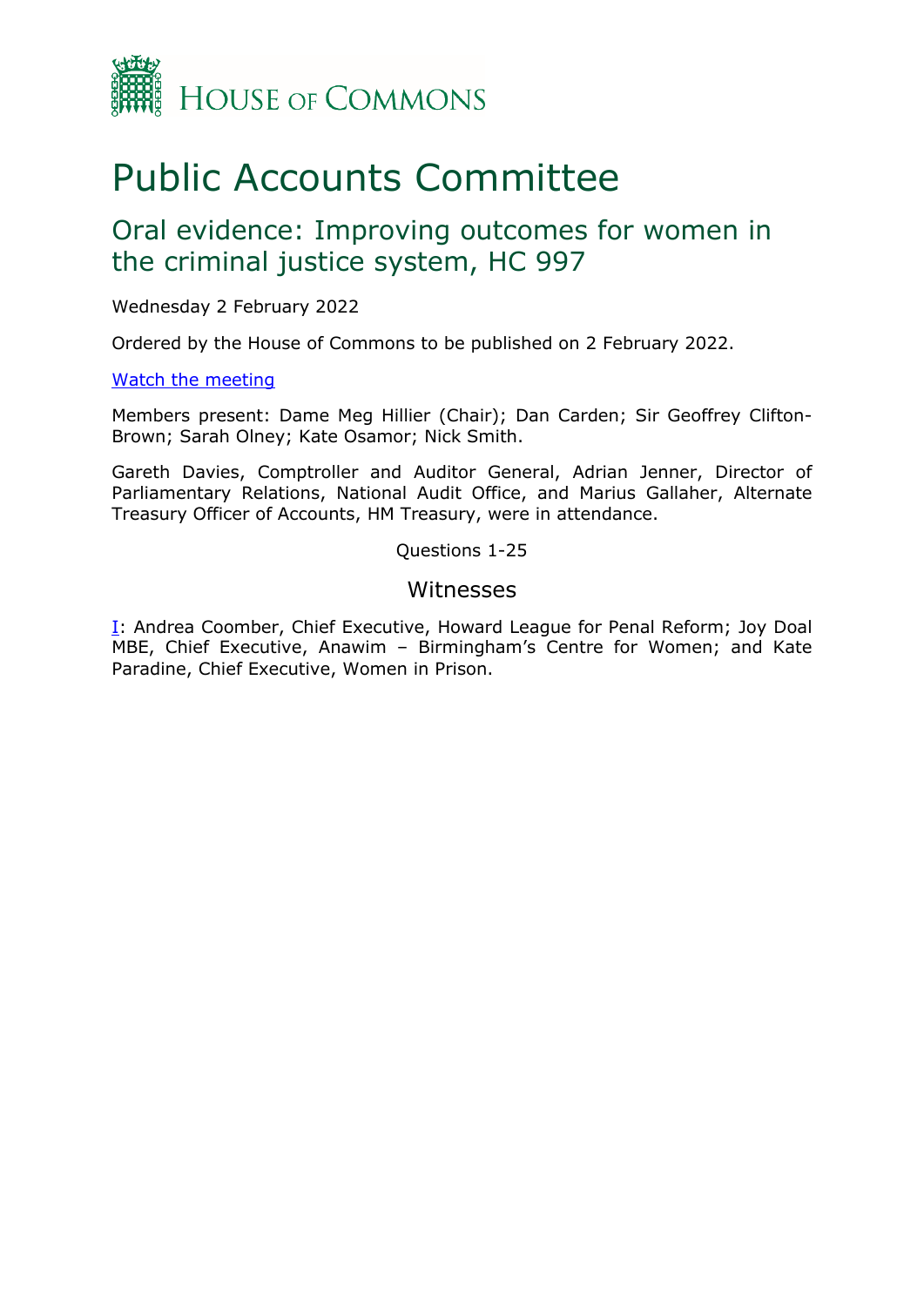HOUSE OF COMMONS

# Public Accounts Committee

## Oral evidence: Improving outcomes for women in the criminal justice system, HC 997

Wednesday 2 February 2022

Ordered by the House of Commons to be published on 2 February 2022.

[Watch the meeting]

Members present: Dame Meg Hillier (Chair); Dan Carden; Sir Geoffrey Clifton-Brown; Sarah Olney; Kate Osamor; Nick Smith.

Gareth Davies, Comptroller and Auditor General, Adrian Jenner, Director of Parliamentary Relations, National Audit Office, and Marius Gallaher, Alternate Treasury Officer of Accounts, HM Treasury, were in attendance.

Questions 1-25

### Witnesses

[I]: Andrea Coomber, Chief Executive, Howard League for Penal Reform; Joy Doal MBE, Chief Executive, Anawim – Birmingham's Centre for Women; and Kate Paradine, Chief Executive, Women in Prison.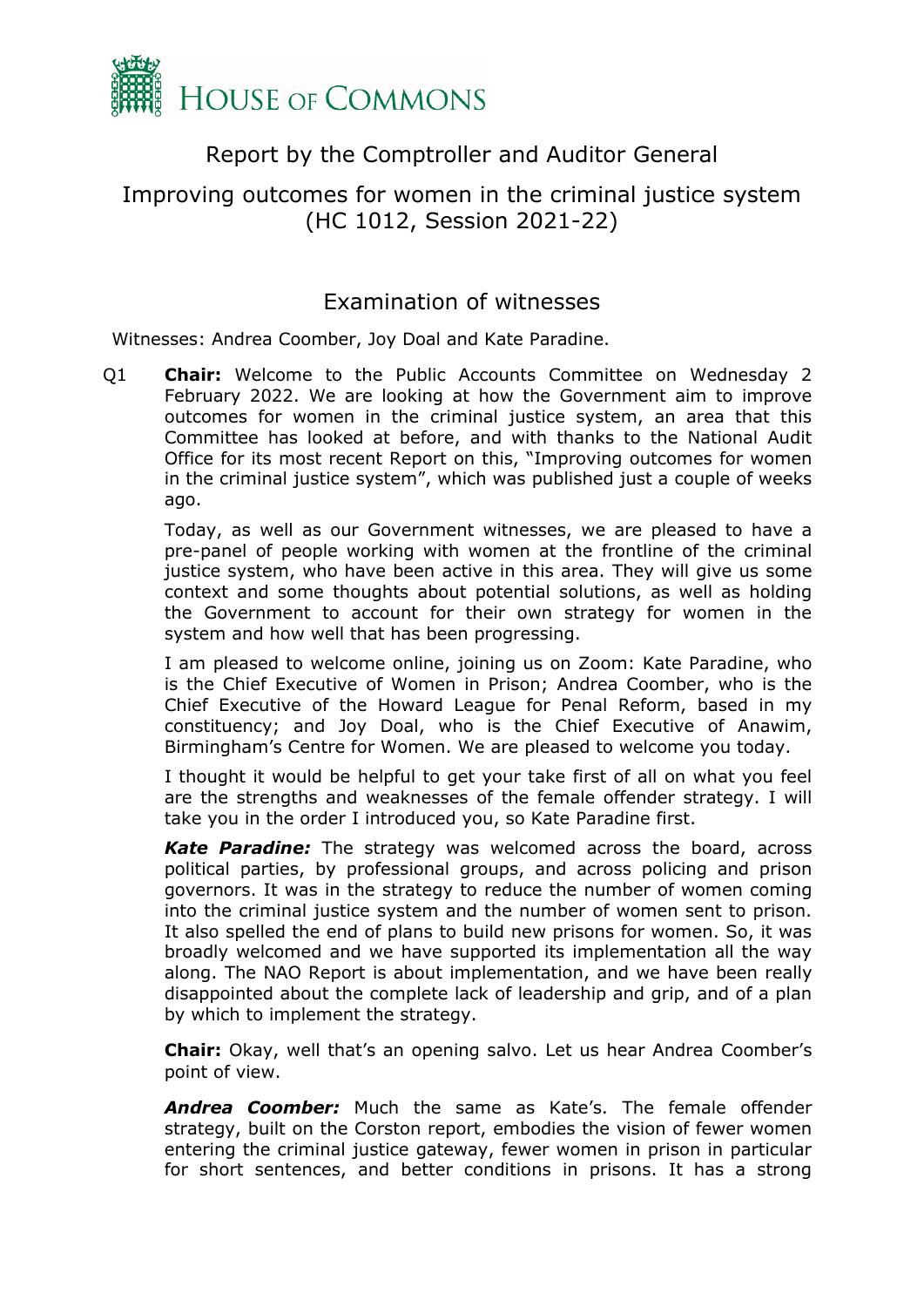# Report by the Comptroller and Auditor General

## Improving outcomes for women in the criminal justice system (HC 1012, Session 2021-22)

### Examination of witnesses

Witnesses: Andrea Coomber, Joy Doal and Kate Paradine.

Q1 **Chair:** Welcome to the Public Accounts Committee on Wednesday 2 February 2022. We are looking at how the Government aim to improve outcomes for women in the criminal justice system, an area that this Committee has looked at before, and with thanks to the National Audit Office for its most recent Report on this, "Improving outcomes for women in the criminal justice system", which was published just a couple of weeks ago.

Today, as well as our Government witnesses, we are pleased to have a pre-panel of people working with women at the frontline of the criminal justice system, who have been active in this area. They will give us some context and some thoughts about potential solutions, as well as holding the Government to account for their own strategy for women in the system and how well that has been progressing.

I am pleased to welcome online, joining us on Zoom: Kate Paradine, who is the Chief Executive of Women in Prison; Andrea Coomber, who is the Chief Executive of the Howard League for Penal Reform, based in my constituency; and Joy Doal, who is the Chief Executive of Anawim, Birmingham's Centre for Women. We are pleased to welcome you today.

I thought it would be helpful to get your take first of all on what you feel are the strengths and weaknesses of the female offender strategy. I will take you in the order I introduced you, so Kate Paradine first.

***Kate Paradine:*** The strategy was welcomed across the board, across political parties, by professional groups, and across policing and prison governors. It was in the strategy to reduce the number of women coming into the criminal justice system and the number of women sent to prison. It also spelled the end of plans to build new prisons for women. So, it was broadly welcomed and we have supported its implementation all the way along. The NAO Report is about implementation, and we have been really disappointed about the complete lack of leadership and grip, and of a plan by which to implement the strategy.

**Chair:** Okay, well that's an opening salvo. Let us hear Andrea Coomber's point of view.

***Andrea Coomber:*** Much the same as Kate's. The female offender strategy, built on the Corston report, embodies the vision of fewer women entering the criminal justice gateway, fewer women in prison in particular for short sentences, and better conditions in prisons. It has a strong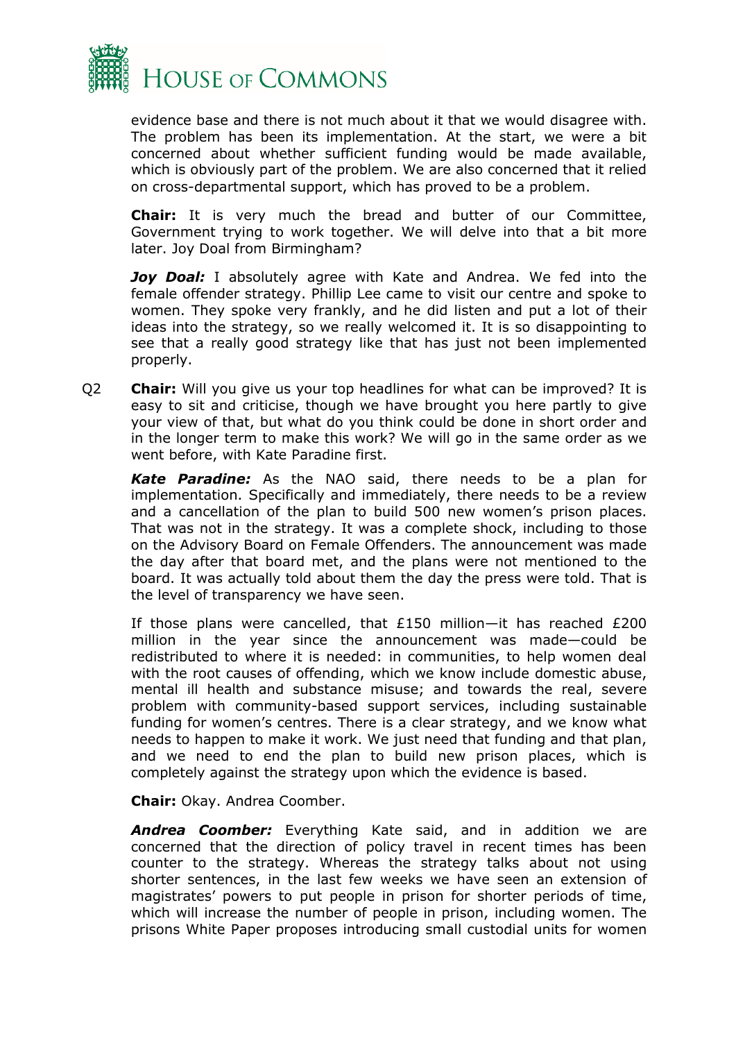evidence base and there is not much about it that we would disagree with. The problem has been its implementation. At the start, we were a bit concerned about whether sufficient funding would be made available, which is obviously part of the problem. We are also concerned that it relied on cross-departmental support, which has proved to be a problem.

**Chair:** It is very much the bread and butter of our Committee, Government trying to work together. We will delve into that a bit more later. Joy Doal from Birmingham?

***Joy Doal:*** I absolutely agree with Kate and Andrea. We fed into the female offender strategy. Phillip Lee came to visit our centre and spoke to women. They spoke very frankly, and he did listen and put a lot of their ideas into the strategy, so we really welcomed it. It is so disappointing to see that a really good strategy like that has just not been implemented properly.

Q2 **Chair:** Will you give us your top headlines for what can be improved? It is easy to sit and criticise, though we have brought you here partly to give your view of that, but what do you think could be done in short order and in the longer term to make this work? We will go in the same order as we went before, with Kate Paradine first.

***Kate Paradine:*** As the NAO said, there needs to be a plan for implementation. Specifically and immediately, there needs to be a review and a cancellation of the plan to build 500 new women's prison places. That was not in the strategy. It was a complete shock, including to those on the Advisory Board on Female Offenders. The announcement was made the day after that board met, and the plans were not mentioned to the board. It was actually told about them the day the press were told. That is the level of transparency we have seen.

If those plans were cancelled, that £150 million—it has reached £200 million in the year since the announcement was made—could be redistributed to where it is needed: in communities, to help women deal with the root causes of offending, which we know include domestic abuse, mental ill health and substance misuse; and towards the real, severe problem with community-based support services, including sustainable funding for women's centres. There is a clear strategy, and we know what needs to happen to make it work. We just need that funding and that plan, and we need to end the plan to build new prison places, which is completely against the strategy upon which the evidence is based.

**Chair:** Okay. Andrea Coomber.

***Andrea Coomber:*** Everything Kate said, and in addition we are concerned that the direction of policy travel in recent times has been counter to the strategy. Whereas the strategy talks about not using shorter sentences, in the last few weeks we have seen an extension of magistrates' powers to put people in prison for shorter periods of time, which will increase the number of people in prison, including women. The prisons White Paper proposes introducing small custodial units for women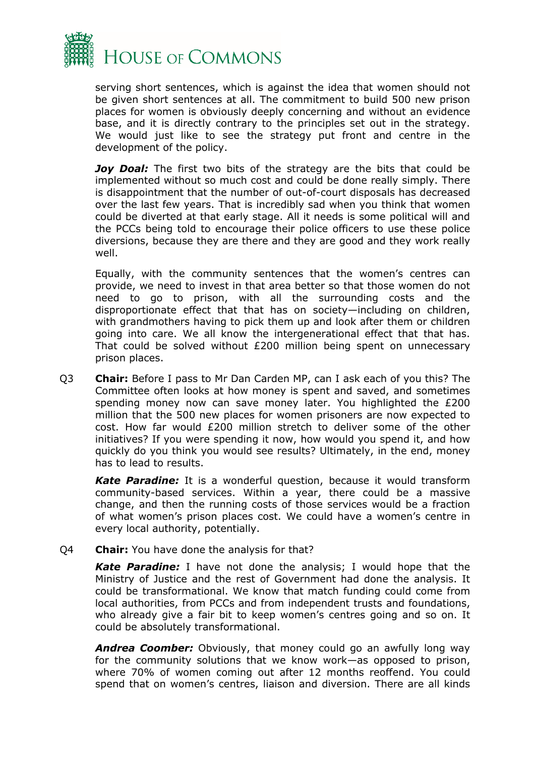serving short sentences, which is against the idea that women should not be given short sentences at all. The commitment to build 500 new prison places for women is obviously deeply concerning and without an evidence base, and it is directly contrary to the principles set out in the strategy. We would just like to see the strategy put front and centre in the development of the policy.

***Joy Doal:*** The first two bits of the strategy are the bits that could be implemented without so much cost and could be done really simply. There is disappointment that the number of out-of-court disposals has decreased over the last few years. That is incredibly sad when you think that women could be diverted at that early stage. All it needs is some political will and the PCCs being told to encourage their police officers to use these police diversions, because they are there and they are good and they work really well.

Equally, with the community sentences that the women's centres can provide, we need to invest in that area better so that those women do not need to go to prison, with all the surrounding costs and the disproportionate effect that that has on society—including on children, with grandmothers having to pick them up and look after them or children going into care. We all know the intergenerational effect that that has. That could be solved without £200 million being spent on unnecessary prison places.

Q3 **Chair:** Before I pass to Mr Dan Carden MP, can I ask each of you this? The Committee often looks at how money is spent and saved, and sometimes spending money now can save money later. You highlighted the £200 million that the 500 new places for women prisoners are now expected to cost. How far would £200 million stretch to deliver some of the other initiatives? If you were spending it now, how would you spend it, and how quickly do you think you would see results? Ultimately, in the end, money has to lead to results.

***Kate Paradine:*** It is a wonderful question, because it would transform community-based services. Within a year, there could be a massive change, and then the running costs of those services would be a fraction of what women's prison places cost. We could have a women's centre in every local authority, potentially.

Q4 **Chair:** You have done the analysis for that?

***Kate Paradine:*** I have not done the analysis; I would hope that the Ministry of Justice and the rest of Government had done the analysis. It could be transformational. We know that match funding could come from local authorities, from PCCs and from independent trusts and foundations, who already give a fair bit to keep women's centres going and so on. It could be absolutely transformational.

***Andrea Coomber:*** Obviously, that money could go an awfully long way for the community solutions that we know work—as opposed to prison, where 70% of women coming out after 12 months reoffend. You could spend that on women's centres, liaison and diversion. There are all kinds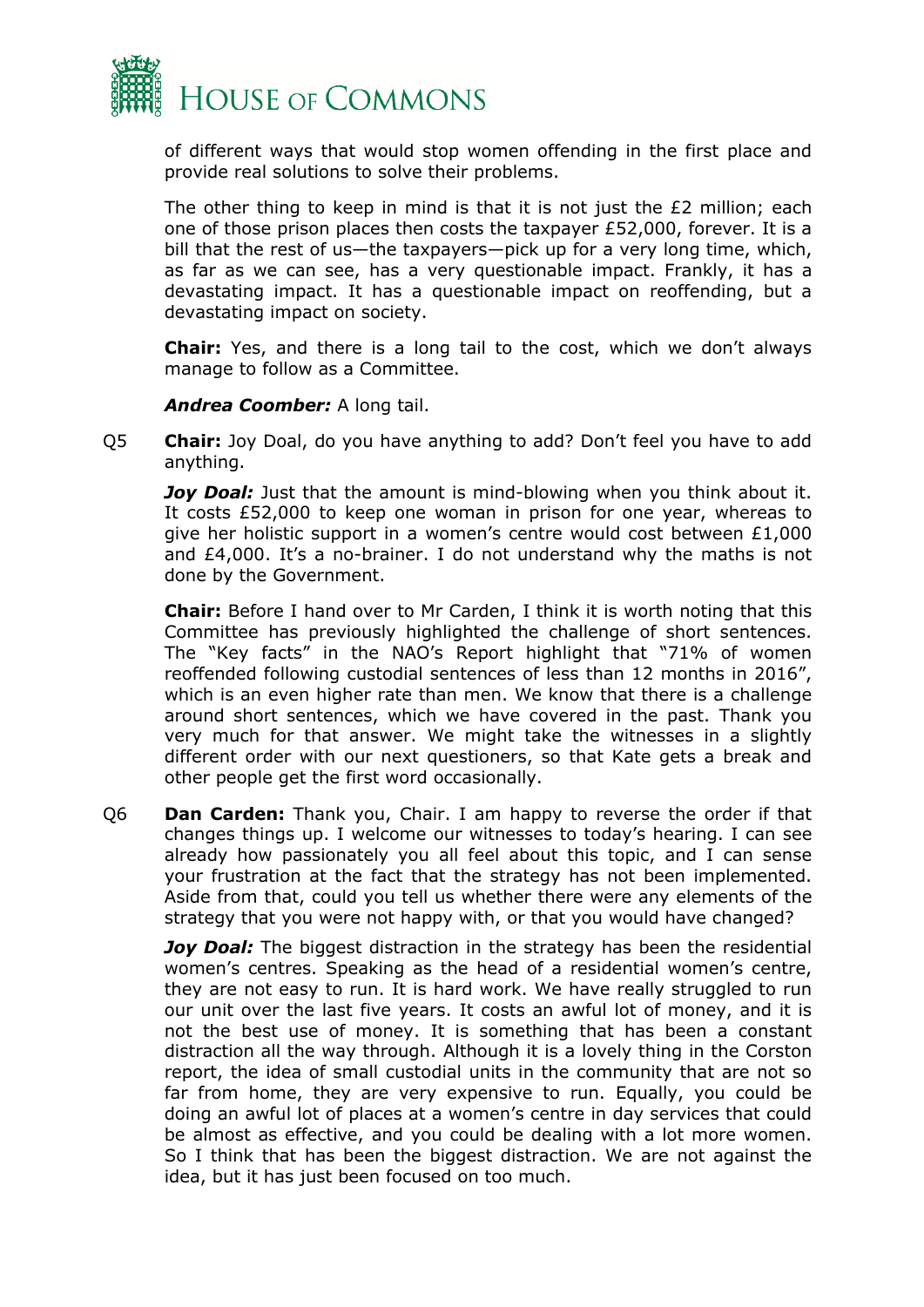of different ways that would stop women offending in the first place and provide real solutions to solve their problems.

The other thing to keep in mind is that it is not just the £2 million; each one of those prison places then costs the taxpayer £52,000, forever. It is a bill that the rest of us—the taxpayers—pick up for a very long time, which, as far as we can see, has a very questionable impact. Frankly, it has a devastating impact. It has a questionable impact on reoffending, but a devastating impact on society.

**Chair:** Yes, and there is a long tail to the cost, which we don't always manage to follow as a Committee.

***Andrea Coomber:*** A long tail.

Q5 **Chair:** Joy Doal, do you have anything to add? Don't feel you have to add anything.

***Joy Doal:*** Just that the amount is mind-blowing when you think about it. It costs £52,000 to keep one woman in prison for one year, whereas to give her holistic support in a women's centre would cost between £1,000 and £4,000. It's a no-brainer. I do not understand why the maths is not done by the Government.

**Chair:** Before I hand over to Mr Carden, I think it is worth noting that this Committee has previously highlighted the challenge of short sentences. The "Key facts" in the NAO's Report highlight that "71% of women reoffended following custodial sentences of less than 12 months in 2016", which is an even higher rate than men. We know that there is a challenge around short sentences, which we have covered in the past. Thank you very much for that answer. We might take the witnesses in a slightly different order with our next questioners, so that Kate gets a break and other people get the first word occasionally.

Q6 **Dan Carden:** Thank you, Chair. I am happy to reverse the order if that changes things up. I welcome our witnesses to today's hearing. I can see already how passionately you all feel about this topic, and I can sense your frustration at the fact that the strategy has not been implemented. Aside from that, could you tell us whether there were any elements of the strategy that you were not happy with, or that you would have changed?

***Joy Doal:*** The biggest distraction in the strategy has been the residential women's centres. Speaking as the head of a residential women's centre, they are not easy to run. It is hard work. We have really struggled to run our unit over the last five years. It costs an awful lot of money, and it is not the best use of money. It is something that has been a constant distraction all the way through. Although it is a lovely thing in the Corston report, the idea of small custodial units in the community that are not so far from home, they are very expensive to run. Equally, you could be doing an awful lot of places at a women's centre in day services that could be almost as effective, and you could be dealing with a lot more women. So I think that has been the biggest distraction. We are not against the idea, but it has just been focused on too much.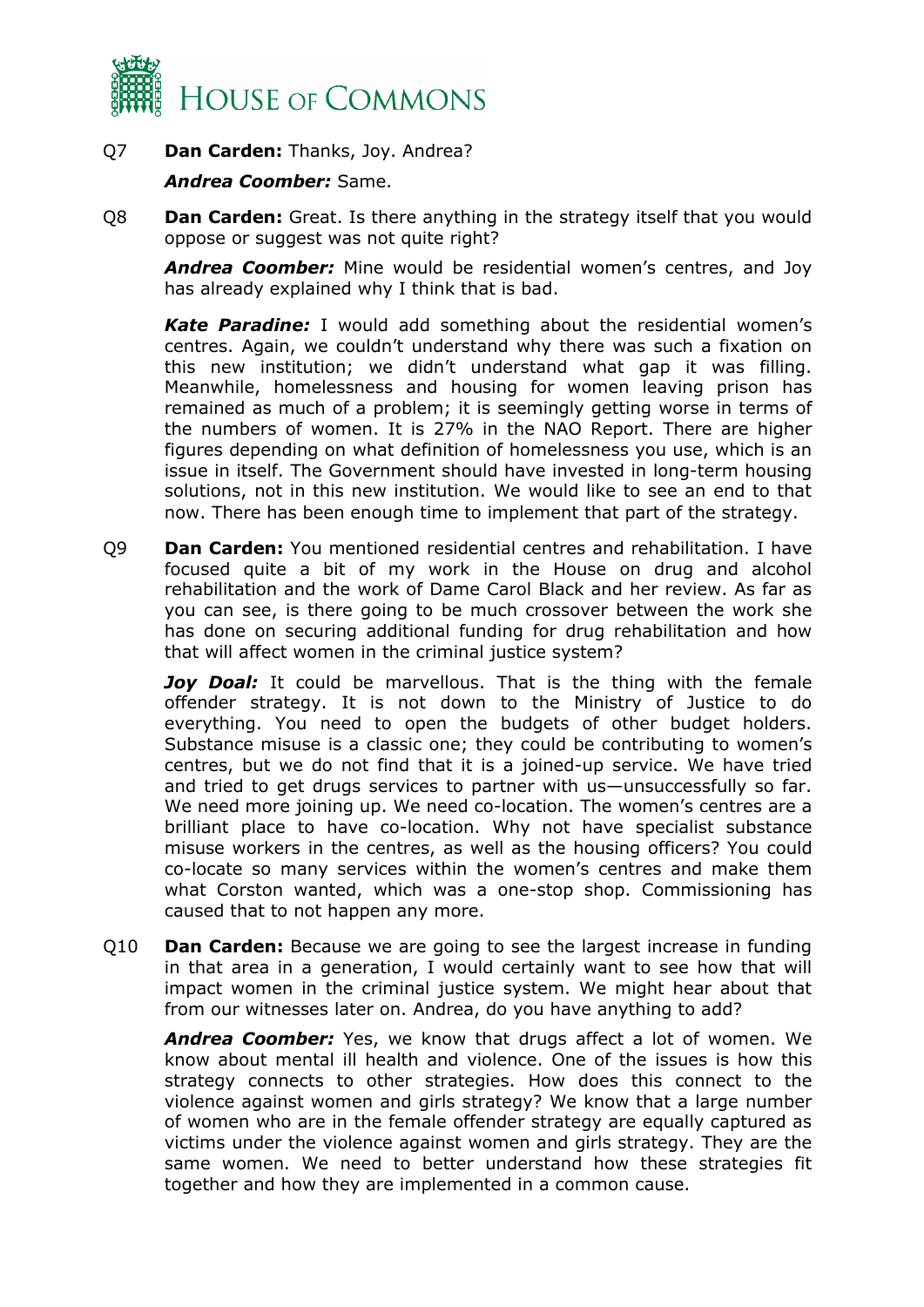Q7 **Dan Carden:** Thanks, Joy. Andrea?

***Andrea Coomber:*** Same.

Q8 **Dan Carden:** Great. Is there anything in the strategy itself that you would oppose or suggest was not quite right?

***Andrea Coomber:*** Mine would be residential women's centres, and Joy has already explained why I think that is bad.

***Kate Paradine:*** I would add something about the residential women's centres. Again, we couldn't understand why there was such a fixation on this new institution; we didn't understand what gap it was filling. Meanwhile, homelessness and housing for women leaving prison has remained as much of a problem; it is seemingly getting worse in terms of the numbers of women. It is 27% in the NAO Report. There are higher figures depending on what definition of homelessness you use, which is an issue in itself. The Government should have invested in long-term housing solutions, not in this new institution. We would like to see an end to that now. There has been enough time to implement that part of the strategy.

Q9 **Dan Carden:** You mentioned residential centres and rehabilitation. I have focused quite a bit of my work in the House on drug and alcohol rehabilitation and the work of Dame Carol Black and her review. As far as you can see, is there going to be much crossover between the work she has done on securing additional funding for drug rehabilitation and how that will affect women in the criminal justice system?

***Joy Doal:*** It could be marvellous. That is the thing with the female offender strategy. It is not down to the Ministry of Justice to do everything. You need to open the budgets of other budget holders. Substance misuse is a classic one; they could be contributing to women's centres, but we do not find that it is a joined-up service. We have tried and tried to get drugs services to partner with us—unsuccessfully so far. We need more joining up. We need co-location. The women's centres are a brilliant place to have co-location. Why not have specialist substance misuse workers in the centres, as well as the housing officers? You could co-locate so many services within the women's centres and make them what Corston wanted, which was a one-stop shop. Commissioning has caused that to not happen any more.

Q10 **Dan Carden:** Because we are going to see the largest increase in funding in that area in a generation, I would certainly want to see how that will impact women in the criminal justice system. We might hear about that from our witnesses later on. Andrea, do you have anything to add?

***Andrea Coomber:*** Yes, we know that drugs affect a lot of women. We know about mental ill health and violence. One of the issues is how this strategy connects to other strategies. How does this connect to the violence against women and girls strategy? We know that a large number of women who are in the female offender strategy are equally captured as victims under the violence against women and girls strategy. They are the same women. We need to better understand how these strategies fit together and how they are implemented in a common cause.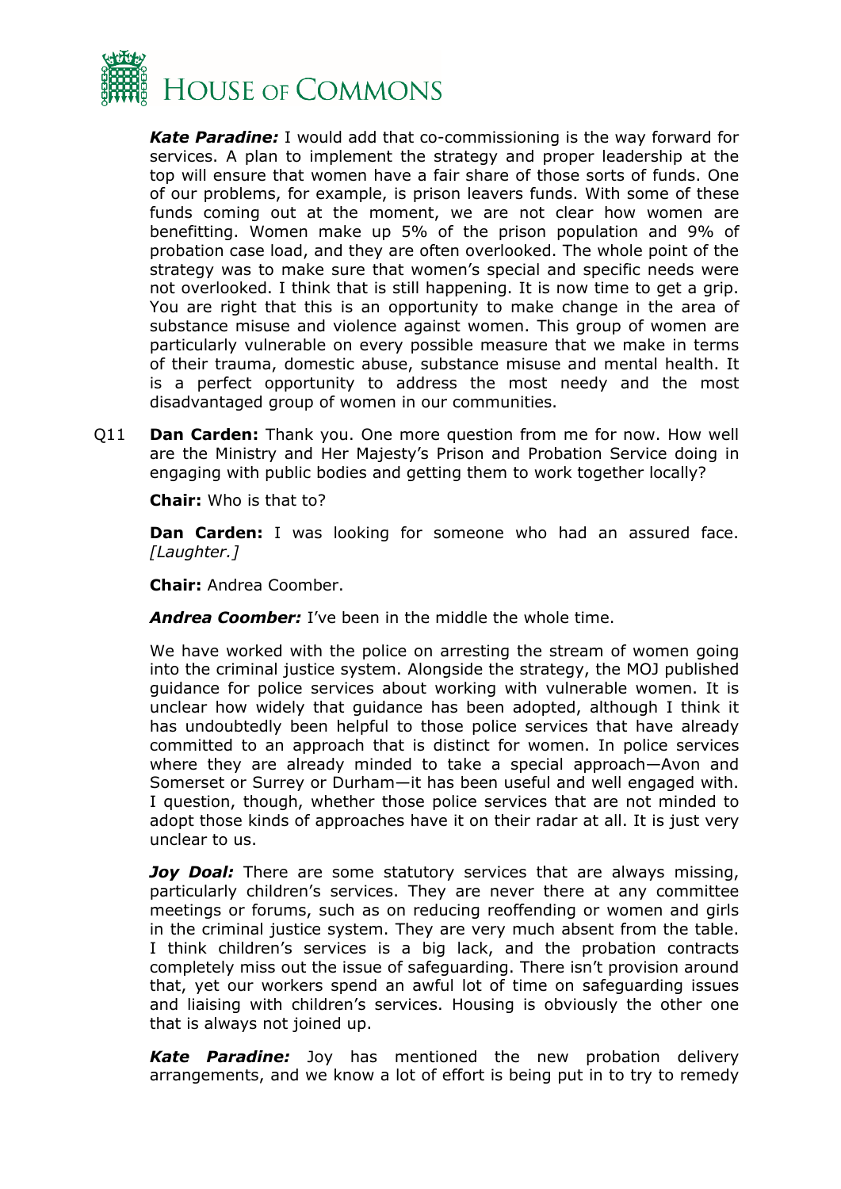***Kate Paradine:*** I would add that co-commissioning is the way forward for services. A plan to implement the strategy and proper leadership at the top will ensure that women have a fair share of those sorts of funds. One of our problems, for example, is prison leavers funds. With some of these funds coming out at the moment, we are not clear how women are benefitting. Women make up 5% of the prison population and 9% of probation case load, and they are often overlooked. The whole point of the strategy was to make sure that women's special and specific needs were not overlooked. I think that is still happening. It is now time to get a grip. You are right that this is an opportunity to make change in the area of substance misuse and violence against women. This group of women are particularly vulnerable on every possible measure that we make in terms of their trauma, domestic abuse, substance misuse and mental health. It is a perfect opportunity to address the most needy and the most disadvantaged group of women in our communities.

Q11 **Dan Carden:** Thank you. One more question from me for now. How well are the Ministry and Her Majesty's Prison and Probation Service doing in engaging with public bodies and getting them to work together locally?

**Chair:** Who is that to?

**Dan Carden:** I was looking for someone who had an assured face. *[Laughter.]*

**Chair:** Andrea Coomber.

***Andrea Coomber:*** I've been in the middle the whole time.

We have worked with the police on arresting the stream of women going into the criminal justice system. Alongside the strategy, the MOJ published guidance for police services about working with vulnerable women. It is unclear how widely that guidance has been adopted, although I think it has undoubtedly been helpful to those police services that have already committed to an approach that is distinct for women. In police services where they are already minded to take a special approach—Avon and Somerset or Surrey or Durham—it has been useful and well engaged with. I question, though, whether those police services that are not minded to adopt those kinds of approaches have it on their radar at all. It is just very unclear to us.

***Joy Doal:*** There are some statutory services that are always missing, particularly children's services. They are never there at any committee meetings or forums, such as on reducing reoffending or women and girls in the criminal justice system. They are very much absent from the table. I think children's services is a big lack, and the probation contracts completely miss out the issue of safeguarding. There isn't provision around that, yet our workers spend an awful lot of time on safeguarding issues and liaising with children's services. Housing is obviously the other one that is always not joined up.

***Kate Paradine:*** Joy has mentioned the new probation delivery arrangements, and we know a lot of effort is being put in to try to remedy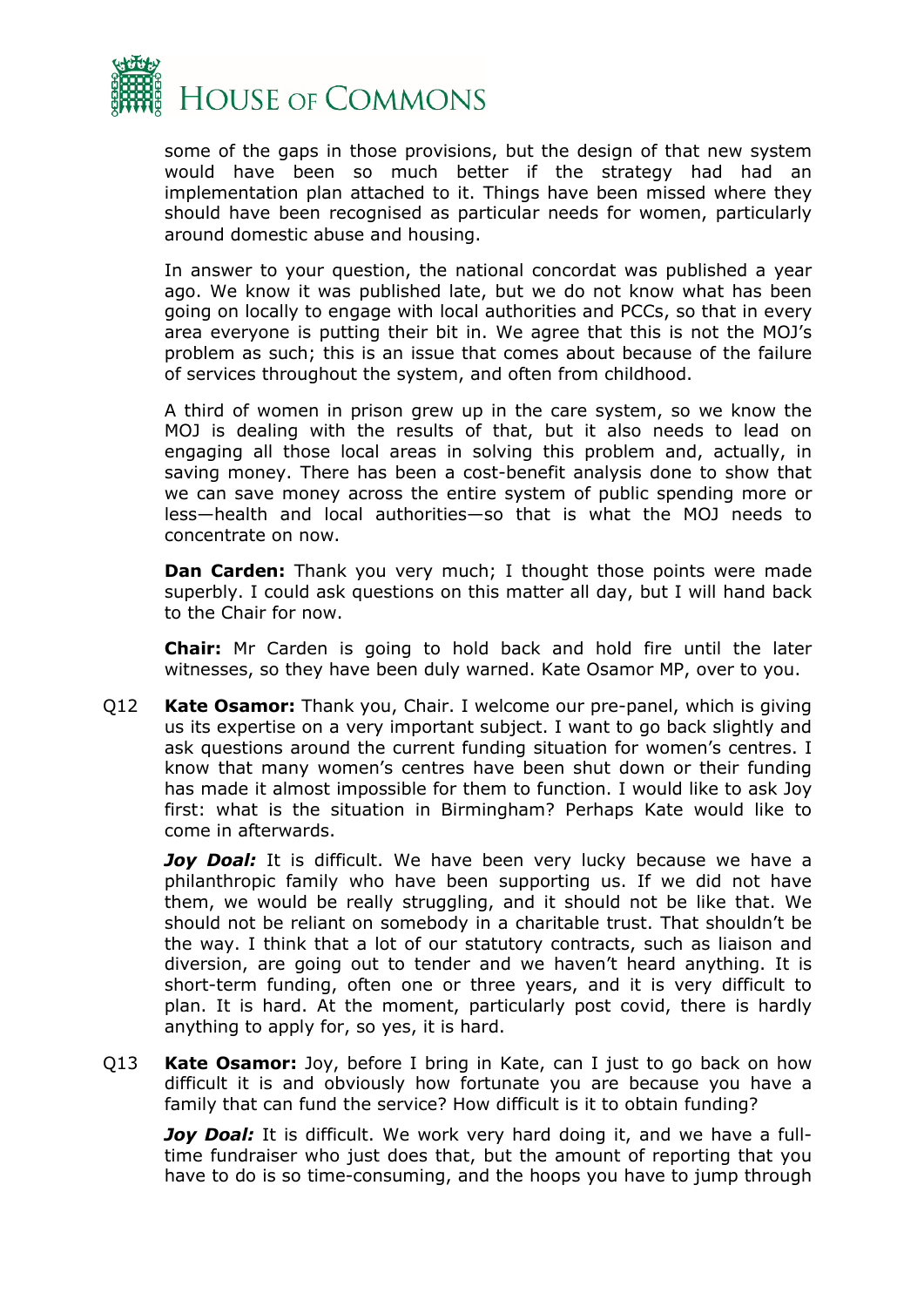some of the gaps in those provisions, but the design of that new system would have been so much better if the strategy had had an implementation plan attached to it. Things have been missed where they should have been recognised as particular needs for women, particularly around domestic abuse and housing.

In answer to your question, the national concordat was published a year ago. We know it was published late, but we do not know what has been going on locally to engage with local authorities and PCCs, so that in every area everyone is putting their bit in. We agree that this is not the MOJ's problem as such; this is an issue that comes about because of the failure of services throughout the system, and often from childhood.

A third of women in prison grew up in the care system, so we know the MOJ is dealing with the results of that, but it also needs to lead on engaging all those local areas in solving this problem and, actually, in saving money. There has been a cost-benefit analysis done to show that we can save money across the entire system of public spending more or less—health and local authorities—so that is what the MOJ needs to concentrate on now.

**Dan Carden:** Thank you very much; I thought those points were made superbly. I could ask questions on this matter all day, but I will hand back to the Chair for now.

**Chair:** Mr Carden is going to hold back and hold fire until the later witnesses, so they have been duly warned. Kate Osamor MP, over to you.

Q12 **Kate Osamor:** Thank you, Chair. I welcome our pre-panel, which is giving us its expertise on a very important subject. I want to go back slightly and ask questions around the current funding situation for women's centres. I know that many women's centres have been shut down or their funding has made it almost impossible for them to function. I would like to ask Joy first: what is the situation in Birmingham? Perhaps Kate would like to come in afterwards.

***Joy Doal:*** It is difficult. We have been very lucky because we have a philanthropic family who have been supporting us. If we did not have them, we would be really struggling, and it should not be like that. We should not be reliant on somebody in a charitable trust. That shouldn't be the way. I think that a lot of our statutory contracts, such as liaison and diversion, are going out to tender and we haven't heard anything. It is short-term funding, often one or three years, and it is very difficult to plan. It is hard. At the moment, particularly post covid, there is hardly anything to apply for, so yes, it is hard.

Q13 **Kate Osamor:** Joy, before I bring in Kate, can I just to go back on how difficult it is and obviously how fortunate you are because you have a family that can fund the service? How difficult is it to obtain funding?

***Joy Doal:*** It is difficult. We work very hard doing it, and we have a full-time fundraiser who just does that, but the amount of reporting that you have to do is so time-consuming, and the hoops you have to jump through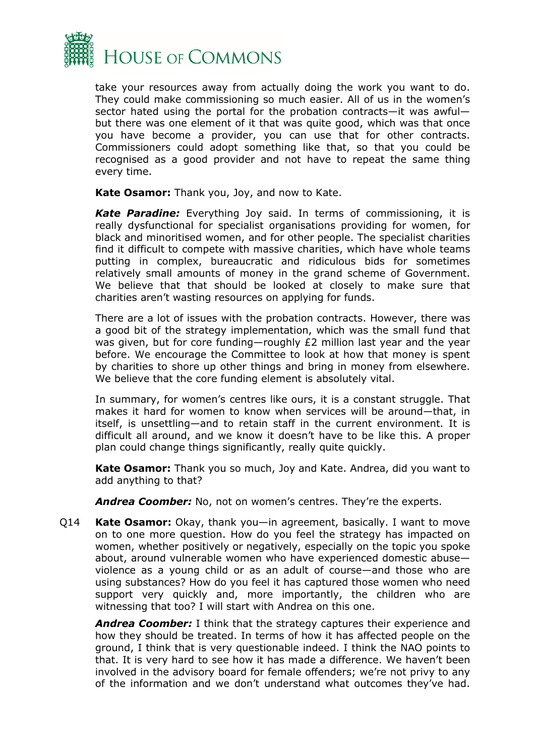take your resources away from actually doing the work you want to do. They could make commissioning so much easier. All of us in the women's sector hated using the portal for the probation contracts—it was awful—but there was one element of it that was quite good, which was that once you have become a provider, you can use that for other contracts. Commissioners could adopt something like that, so that you could be recognised as a good provider and not have to repeat the same thing every time.

**Kate Osamor:** Thank you, Joy, and now to Kate.

***Kate Paradine:*** Everything Joy said. In terms of commissioning, it is really dysfunctional for specialist organisations providing for women, for black and minoritised women, and for other people. The specialist charities find it difficult to compete with massive charities, which have whole teams putting in complex, bureaucratic and ridiculous bids for sometimes relatively small amounts of money in the grand scheme of Government. We believe that that should be looked at closely to make sure that charities aren't wasting resources on applying for funds.

There are a lot of issues with the probation contracts. However, there was a good bit of the strategy implementation, which was the small fund that was given, but for core funding—roughly £2 million last year and the year before. We encourage the Committee to look at how that money is spent by charities to shore up other things and bring in money from elsewhere. We believe that the core funding element is absolutely vital.

In summary, for women's centres like ours, it is a constant struggle. That makes it hard for women to know when services will be around—that, in itself, is unsettling—and to retain staff in the current environment. It is difficult all around, and we know it doesn't have to be like this. A proper plan could change things significantly, really quite quickly.

**Kate Osamor:** Thank you so much, Joy and Kate. Andrea, did you want to add anything to that?

***Andrea Coomber:*** No, not on women's centres. They're the experts.

Q14 **Kate Osamor:** Okay, thank you—in agreement, basically. I want to move on to one more question. How do you feel the strategy has impacted on women, whether positively or negatively, especially on the topic you spoke about, around vulnerable women who have experienced domestic abuse—violence as a young child or as an adult of course—and those who are using substances? How do you feel it has captured those women who need support very quickly and, more importantly, the children who are witnessing that too? I will start with Andrea on this one.

***Andrea Coomber:*** I think that the strategy captures their experience and how they should be treated. In terms of how it has affected people on the ground, I think that is very questionable indeed. I think the NAO points to that. It is very hard to see how it has made a difference. We haven't been involved in the advisory board for female offenders; we're not privy to any of the information and we don't understand what outcomes they've had.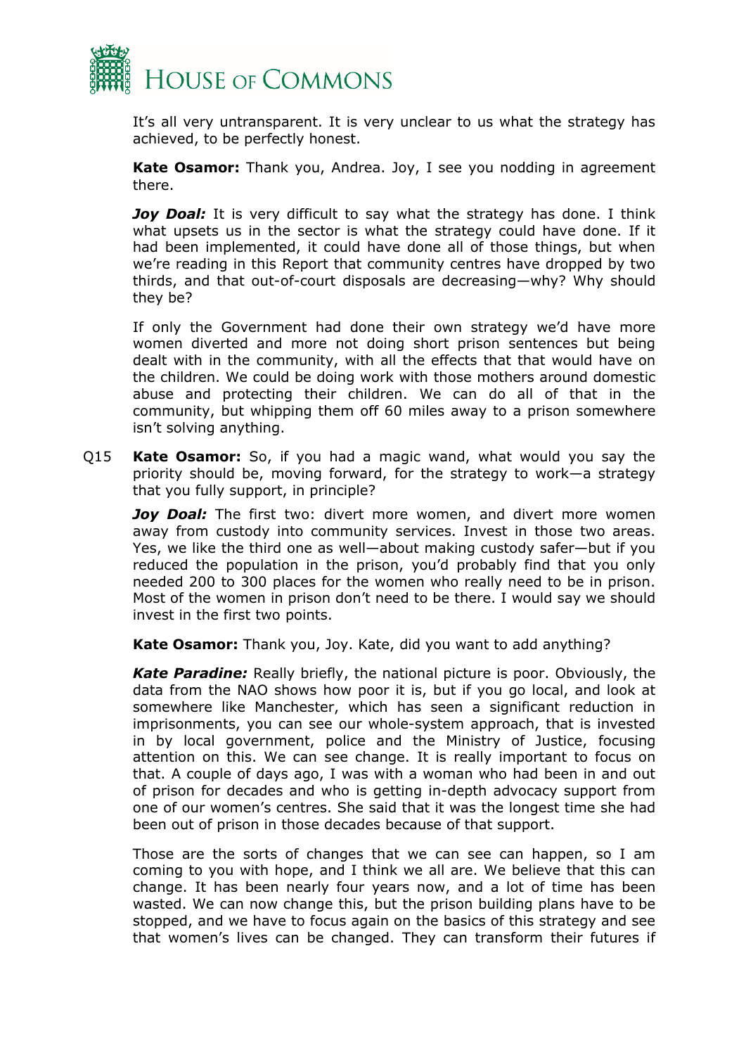It's all very untransparent. It is very unclear to us what the strategy has achieved, to be perfectly honest.

**Kate Osamor:** Thank you, Andrea. Joy, I see you nodding in agreement there.

***Joy Doal:*** It is very difficult to say what the strategy has done. I think what upsets us in the sector is what the strategy could have done. If it had been implemented, it could have done all of those things, but when we're reading in this Report that community centres have dropped by two thirds, and that out-of-court disposals are decreasing—why? Why should they be?

If only the Government had done their own strategy we'd have more women diverted and more not doing short prison sentences but being dealt with in the community, with all the effects that that would have on the children. We could be doing work with those mothers around domestic abuse and protecting their children. We can do all of that in the community, but whipping them off 60 miles away to a prison somewhere isn't solving anything.

Q15 **Kate Osamor:** So, if you had a magic wand, what would you say the priority should be, moving forward, for the strategy to work—a strategy that you fully support, in principle?

***Joy Doal:*** The first two: divert more women, and divert more women away from custody into community services. Invest in those two areas. Yes, we like the third one as well—about making custody safer—but if you reduced the population in the prison, you'd probably find that you only needed 200 to 300 places for the women who really need to be in prison. Most of the women in prison don't need to be there. I would say we should invest in the first two points.

**Kate Osamor:** Thank you, Joy. Kate, did you want to add anything?

***Kate Paradine:*** Really briefly, the national picture is poor. Obviously, the data from the NAO shows how poor it is, but if you go local, and look at somewhere like Manchester, which has seen a significant reduction in imprisonments, you can see our whole-system approach, that is invested in by local government, police and the Ministry of Justice, focusing attention on this. We can see change. It is really important to focus on that. A couple of days ago, I was with a woman who had been in and out of prison for decades and who is getting in-depth advocacy support from one of our women's centres. She said that it was the longest time she had been out of prison in those decades because of that support.

Those are the sorts of changes that we can see can happen, so I am coming to you with hope, and I think we all are. We believe that this can change. It has been nearly four years now, and a lot of time has been wasted. We can now change this, but the prison building plans have to be stopped, and we have to focus again on the basics of this strategy and see that women's lives can be changed. They can transform their futures if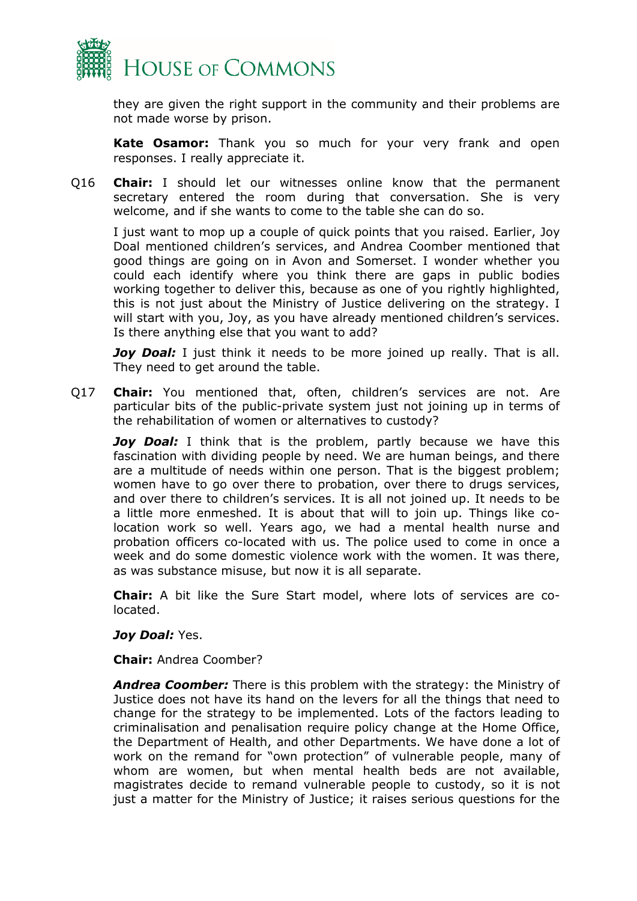they are given the right support in the community and their problems are not made worse by prison.

**Kate Osamor:** Thank you so much for your very frank and open responses. I really appreciate it.

Q16 **Chair:** I should let our witnesses online know that the permanent secretary entered the room during that conversation. She is very welcome, and if she wants to come to the table she can do so.

I just want to mop up a couple of quick points that you raised. Earlier, Joy Doal mentioned children's services, and Andrea Coomber mentioned that good things are going on in Avon and Somerset. I wonder whether you could each identify where you think there are gaps in public bodies working together to deliver this, because as one of you rightly highlighted, this is not just about the Ministry of Justice delivering on the strategy. I will start with you, Joy, as you have already mentioned children's services. Is there anything else that you want to add?

***Joy Doal:*** I just think it needs to be more joined up really. That is all. They need to get around the table.

Q17 **Chair:** You mentioned that, often, children's services are not. Are particular bits of the public-private system just not joining up in terms of the rehabilitation of women or alternatives to custody?

***Joy Doal:*** I think that is the problem, partly because we have this fascination with dividing people by need. We are human beings, and there are a multitude of needs within one person. That is the biggest problem; women have to go over there to probation, over there to drugs services, and over there to children's services. It is all not joined up. It needs to be a little more enmeshed. It is about that will to join up. Things like co-location work so well. Years ago, we had a mental health nurse and probation officers co-located with us. The police used to come in once a week and do some domestic violence work with the women. It was there, as was substance misuse, but now it is all separate.

**Chair:** A bit like the Sure Start model, where lots of services are co-located.

***Joy Doal:*** Yes.

**Chair:** Andrea Coomber?

***Andrea Coomber:*** There is this problem with the strategy: the Ministry of Justice does not have its hand on the levers for all the things that need to change for the strategy to be implemented. Lots of the factors leading to criminalisation and penalisation require policy change at the Home Office, the Department of Health, and other Departments. We have done a lot of work on the remand for "own protection" of vulnerable people, many of whom are women, but when mental health beds are not available, magistrates decide to remand vulnerable people to custody, so it is not just a matter for the Ministry of Justice; it raises serious questions for the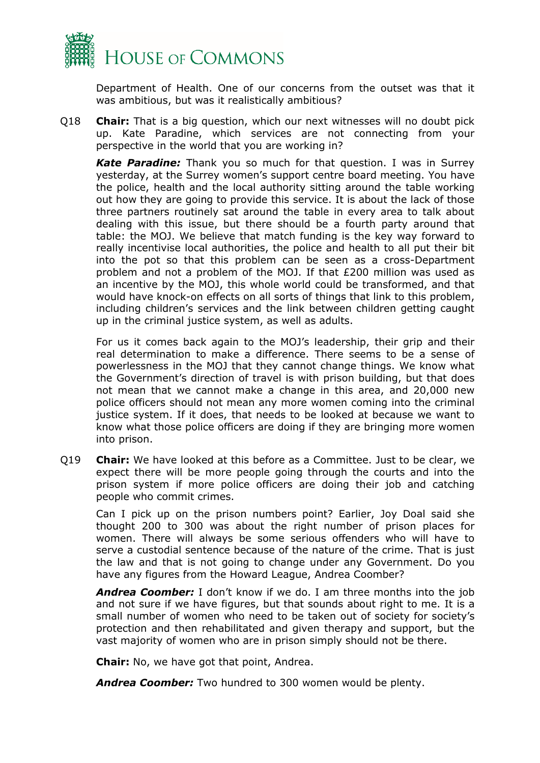Department of Health. One of our concerns from the outset was that it was ambitious, but was it realistically ambitious?

Q18 **Chair:** That is a big question, which our next witnesses will no doubt pick up. Kate Paradine, which services are not connecting from your perspective in the world that you are working in?

***Kate Paradine:*** Thank you so much for that question. I was in Surrey yesterday, at the Surrey women's support centre board meeting. You have the police, health and the local authority sitting around the table working out how they are going to provide this service. It is about the lack of those three partners routinely sat around the table in every area to talk about dealing with this issue, but there should be a fourth party around that table: the MOJ. We believe that match funding is the key way forward to really incentivise local authorities, the police and health to all put their bit into the pot so that this problem can be seen as a cross-Department problem and not a problem of the MOJ. If that £200 million was used as an incentive by the MOJ, this whole world could be transformed, and that would have knock-on effects on all sorts of things that link to this problem, including children's services and the link between children getting caught up in the criminal justice system, as well as adults.

For us it comes back again to the MOJ's leadership, their grip and their real determination to make a difference. There seems to be a sense of powerlessness in the MOJ that they cannot change things. We know what the Government's direction of travel is with prison building, but that does not mean that we cannot make a change in this area, and 20,000 new police officers should not mean any more women coming into the criminal justice system. If it does, that needs to be looked at because we want to know what those police officers are doing if they are bringing more women into prison.

Q19 **Chair:** We have looked at this before as a Committee. Just to be clear, we expect there will be more people going through the courts and into the prison system if more police officers are doing their job and catching people who commit crimes.

Can I pick up on the prison numbers point? Earlier, Joy Doal said she thought 200 to 300 was about the right number of prison places for women. There will always be some serious offenders who will have to serve a custodial sentence because of the nature of the crime. That is just the law and that is not going to change under any Government. Do you have any figures from the Howard League, Andrea Coomber?

***Andrea Coomber:*** I don't know if we do. I am three months into the job and not sure if we have figures, but that sounds about right to me. It is a small number of women who need to be taken out of society for society's protection and then rehabilitated and given therapy and support, but the vast majority of women who are in prison simply should not be there.

**Chair:** No, we have got that point, Andrea.

***Andrea Coomber:*** Two hundred to 300 women would be plenty.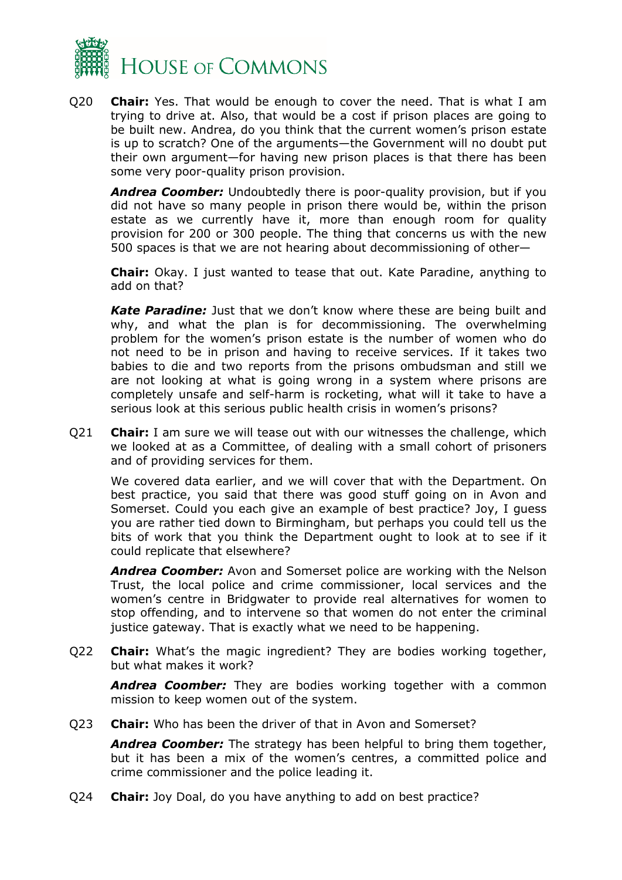Q20 **Chair:** Yes. That would be enough to cover the need. That is what I am trying to drive at. Also, that would be a cost if prison places are going to be built new. Andrea, do you think that the current women's prison estate is up to scratch? One of the arguments—the Government will no doubt put their own argument—for having new prison places is that there has been some very poor-quality prison provision.

***Andrea Coomber:*** Undoubtedly there is poor-quality provision, but if you did not have so many people in prison there would be, within the prison estate as we currently have it, more than enough room for quality provision for 200 or 300 people. The thing that concerns us with the new 500 spaces is that we are not hearing about decommissioning of other—

**Chair:** Okay. I just wanted to tease that out. Kate Paradine, anything to add on that?

***Kate Paradine:*** Just that we don't know where these are being built and why, and what the plan is for decommissioning. The overwhelming problem for the women's prison estate is the number of women who do not need to be in prison and having to receive services. If it takes two babies to die and two reports from the prisons ombudsman and still we are not looking at what is going wrong in a system where prisons are completely unsafe and self-harm is rocketing, what will it take to have a serious look at this serious public health crisis in women's prisons?

Q21 **Chair:** I am sure we will tease out with our witnesses the challenge, which we looked at as a Committee, of dealing with a small cohort of prisoners and of providing services for them.

We covered data earlier, and we will cover that with the Department. On best practice, you said that there was good stuff going on in Avon and Somerset. Could you each give an example of best practice? Joy, I guess you are rather tied down to Birmingham, but perhaps you could tell us the bits of work that you think the Department ought to look at to see if it could replicate that elsewhere?

***Andrea Coomber:*** Avon and Somerset police are working with the Nelson Trust, the local police and crime commissioner, local services and the women's centre in Bridgwater to provide real alternatives for women to stop offending, and to intervene so that women do not enter the criminal justice gateway. That is exactly what we need to be happening.

Q22 **Chair:** What's the magic ingredient? They are bodies working together, but what makes it work?

***Andrea Coomber:*** They are bodies working together with a common mission to keep women out of the system.

Q23 **Chair:** Who has been the driver of that in Avon and Somerset?

***Andrea Coomber:*** The strategy has been helpful to bring them together, but it has been a mix of the women's centres, a committed police and crime commissioner and the police leading it.

Q24 **Chair:** Joy Doal, do you have anything to add on best practice?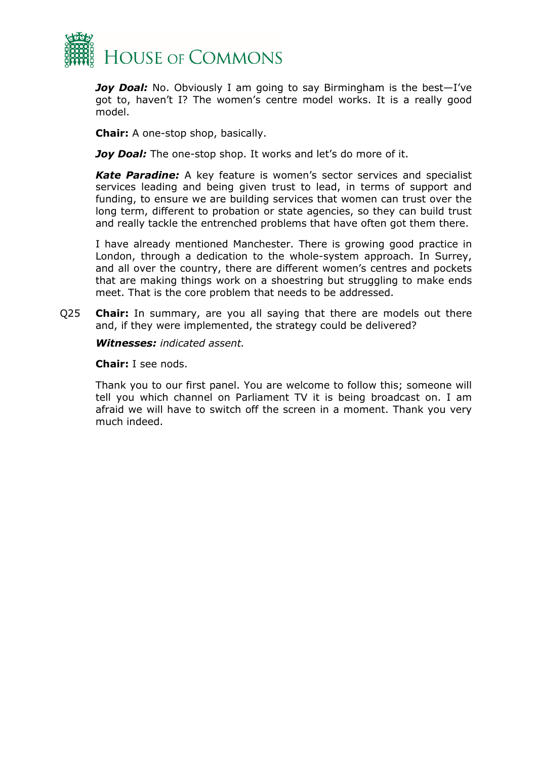***Joy Doal:*** No. Obviously I am going to say Birmingham is the best—I've got to, haven't I? The women's centre model works. It is a really good model.

**Chair:** A one-stop shop, basically.

***Joy Doal:*** The one-stop shop. It works and let's do more of it.

***Kate Paradine:*** A key feature is women's sector services and specialist services leading and being given trust to lead, in terms of support and funding, to ensure we are building services that women can trust over the long term, different to probation or state agencies, so they can build trust and really tackle the entrenched problems that have often got them there.

I have already mentioned Manchester. There is growing good practice in London, through a dedication to the whole-system approach. In Surrey, and all over the country, there are different women's centres and pockets that are making things work on a shoestring but struggling to make ends meet. That is the core problem that needs to be addressed.

Q25 **Chair:** In summary, are you all saying that there are models out there and, if they were implemented, the strategy could be delivered?

***Witnesses:*** *indicated assent.*

**Chair:** I see nods.

Thank you to our first panel. You are welcome to follow this; someone will tell you which channel on Parliament TV it is being broadcast on. I am afraid we will have to switch off the screen in a moment. Thank you very much indeed.